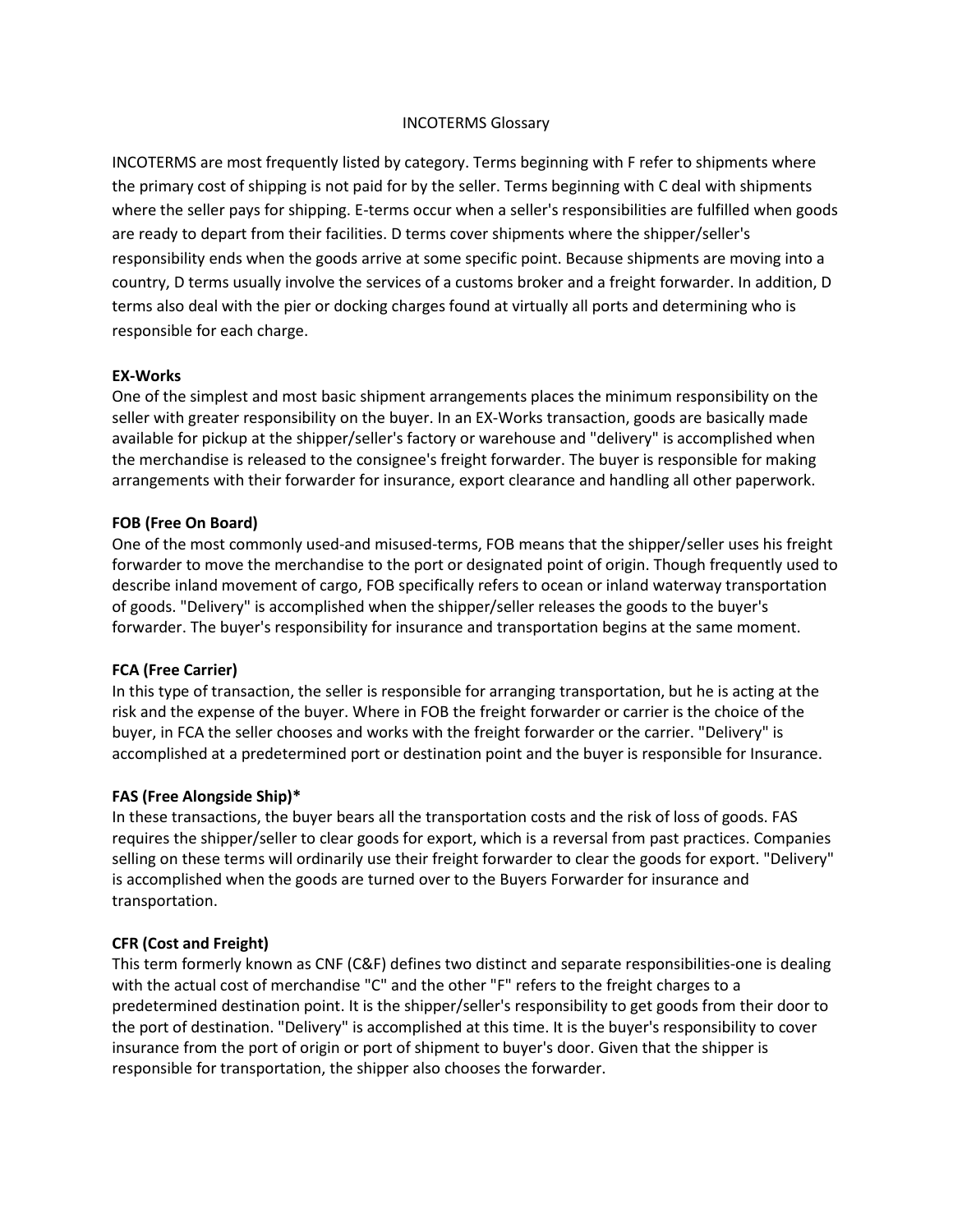# INCOTERMS Glossary

INCOTERMS are most frequently listed by category. Terms beginning with F refer to shipments where the primary cost of shipping is not paid for by the seller. Terms beginning with C deal with shipments where the seller pays for shipping. E-terms occur when a seller's responsibilities are fulfilled when goods are ready to depart from their facilities. D terms cover shipments where the shipper/seller's responsibility ends when the goods arrive at some specific point. Because shipments are moving into a country, D terms usually involve the services of a customs broker and a freight forwarder. In addition, D terms also deal with the pier or docking charges found at virtually all ports and determining who is responsible for each charge.

**EX-Works**

One of the simplest and most basic shipment arrangements places the minimum responsibility on the seller with greater responsibility on the buyer. In an EX-Works transaction, goods are basically made available for pickup at the shipper/seller's factory or warehouse and "delivery" is accomplished when the merchandise is released to the consignee's freight forwarder. The buyer is responsible for making arrangements with their forwarder for insurance, export clearance and handling all other paperwork.

**FOB (Free On Board)**

One of the most commonly used-and misused-terms, FOB means that the shipper/seller uses his freight forwarder to move the merchandise to the port or designated point of origin. Though frequently used to describe inland movement of cargo, FOB specifically refers to ocean or inland waterway transportation of goods. "Delivery" is accomplished when the shipper/seller releases the goods to the buyer's forwarder. The buyer's responsibility for insurance and transportation begins at the same moment.

**FCA (Free Carrier)**

In this type of transaction, the seller is responsible for arranging transportation, but he is acting at the risk and the expense of the buyer. Where in FOB the freight forwarder or carrier is the choice of the buyer, in FCA the seller chooses and works with the freight forwarder or the carrier. "Delivery" is accomplished at a predetermined port or destination point and the buyer is responsible for Insurance.

**FAS (Free Alongside Ship)***

In these transactions, the buyer bears all the transportation costs and the risk of loss of goods. FAS requires the shipper/seller to clear goods for export, which is a reversal from past practices. Companies selling on these terms will ordinarily use their freight forwarder to clear the goods for export. "Delivery" is accomplished when the goods are turned over to the Buyers Forwarder for insurance and transportation.

**CFR (Cost and Freight)**

This term formerly known as CNF (C&F) defines two distinct and separate responsibilities-one is dealing with the actual cost of merchandise "C" and the other "F" refers to the freight charges to a predetermined destination point. It is the shipper/seller's responsibility to get goods from their door to the port of destination. "Delivery" is accomplished at this time. It is the buyer's responsibility to cover insurance from the port of origin or port of shipment to buyer's door. Given that the shipper is responsible for transportation, the shipper also chooses the forwarder.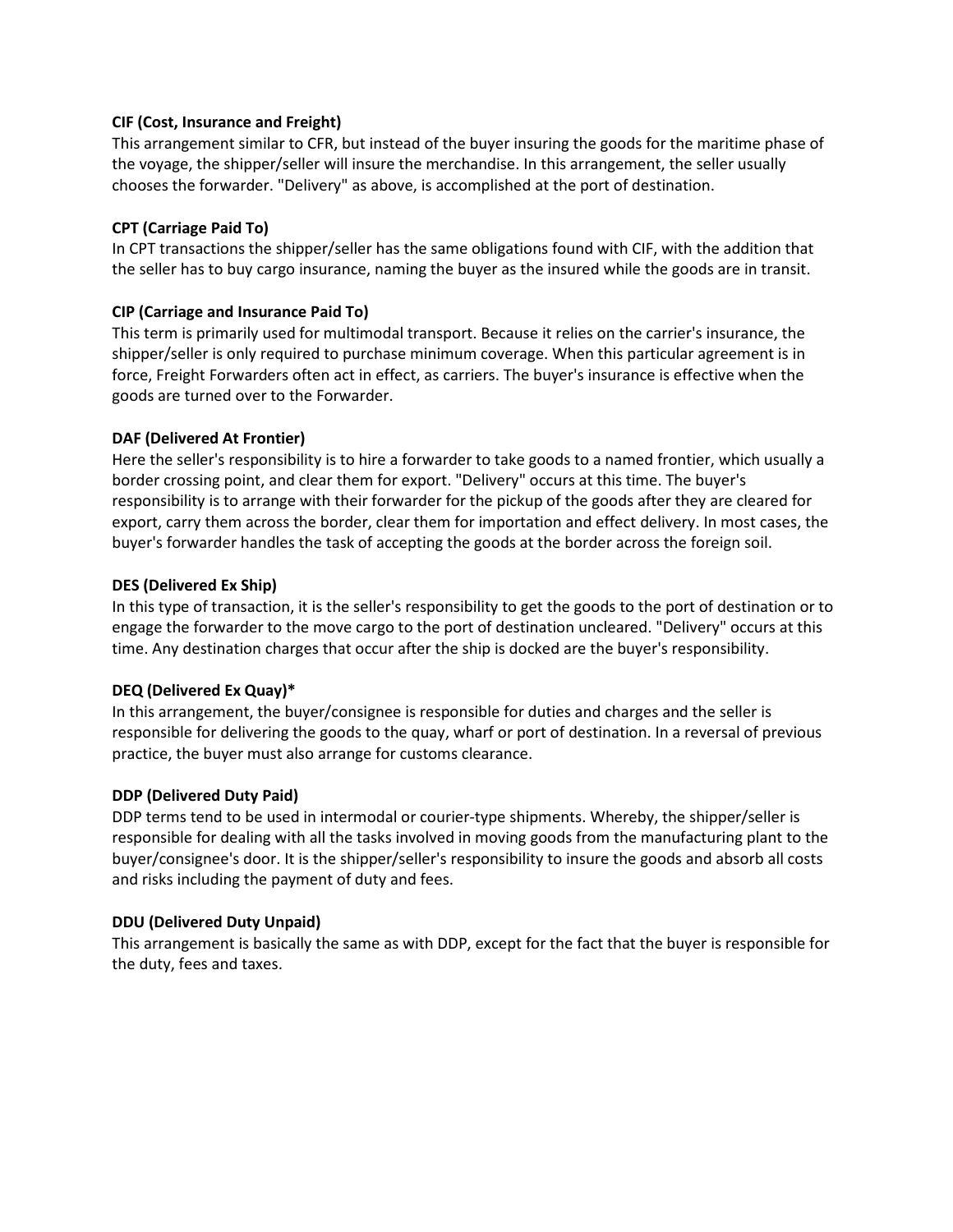**CIF (Cost, Insurance and Freight)**
This arrangement similar to CFR, but instead of the buyer insuring the goods for the maritime phase of the voyage, the shipper/seller will insure the merchandise. In this arrangement, the seller usually chooses the forwarder. "Delivery" as above, is accomplished at the port of destination.

**CPT (Carriage Paid To)**
In CPT transactions the shipper/seller has the same obligations found with CIF, with the addition that the seller has to buy cargo insurance, naming the buyer as the insured while the goods are in transit.

**CIP (Carriage and Insurance Paid To)**
This term is primarily used for multimodal transport. Because it relies on the carrier's insurance, the shipper/seller is only required to purchase minimum coverage. When this particular agreement is in force, Freight Forwarders often act in effect, as carriers. The buyer's insurance is effective when the goods are turned over to the Forwarder.

**DAF (Delivered At Frontier)**
Here the seller's responsibility is to hire a forwarder to take goods to a named frontier, which usually a border crossing point, and clear them for export. "Delivery" occurs at this time. The buyer's responsibility is to arrange with their forwarder for the pickup of the goods after they are cleared for export, carry them across the border, clear them for importation and effect delivery. In most cases, the buyer's forwarder handles the task of accepting the goods at the border across the foreign soil.

**DES (Delivered Ex Ship)**
In this type of transaction, it is the seller's responsibility to get the goods to the port of destination or to engage the forwarder to the move cargo to the port of destination uncleared. "Delivery" occurs at this time. Any destination charges that occur after the ship is docked are the buyer's responsibility.

**DEQ (Delivered Ex Quay)***
In this arrangement, the buyer/consignee is responsible for duties and charges and the seller is responsible for delivering the goods to the quay, wharf or port of destination. In a reversal of previous practice, the buyer must also arrange for customs clearance.

**DDP (Delivered Duty Paid)**
DDP terms tend to be used in intermodal or courier-type shipments. Whereby, the shipper/seller is responsible for dealing with all the tasks involved in moving goods from the manufacturing plant to the buyer/consignee's door. It is the shipper/seller's responsibility to insure the goods and absorb all costs and risks including the payment of duty and fees.

**DDU (Delivered Duty Unpaid)**
This arrangement is basically the same as with DDP, except for the fact that the buyer is responsible for the duty, fees and taxes.